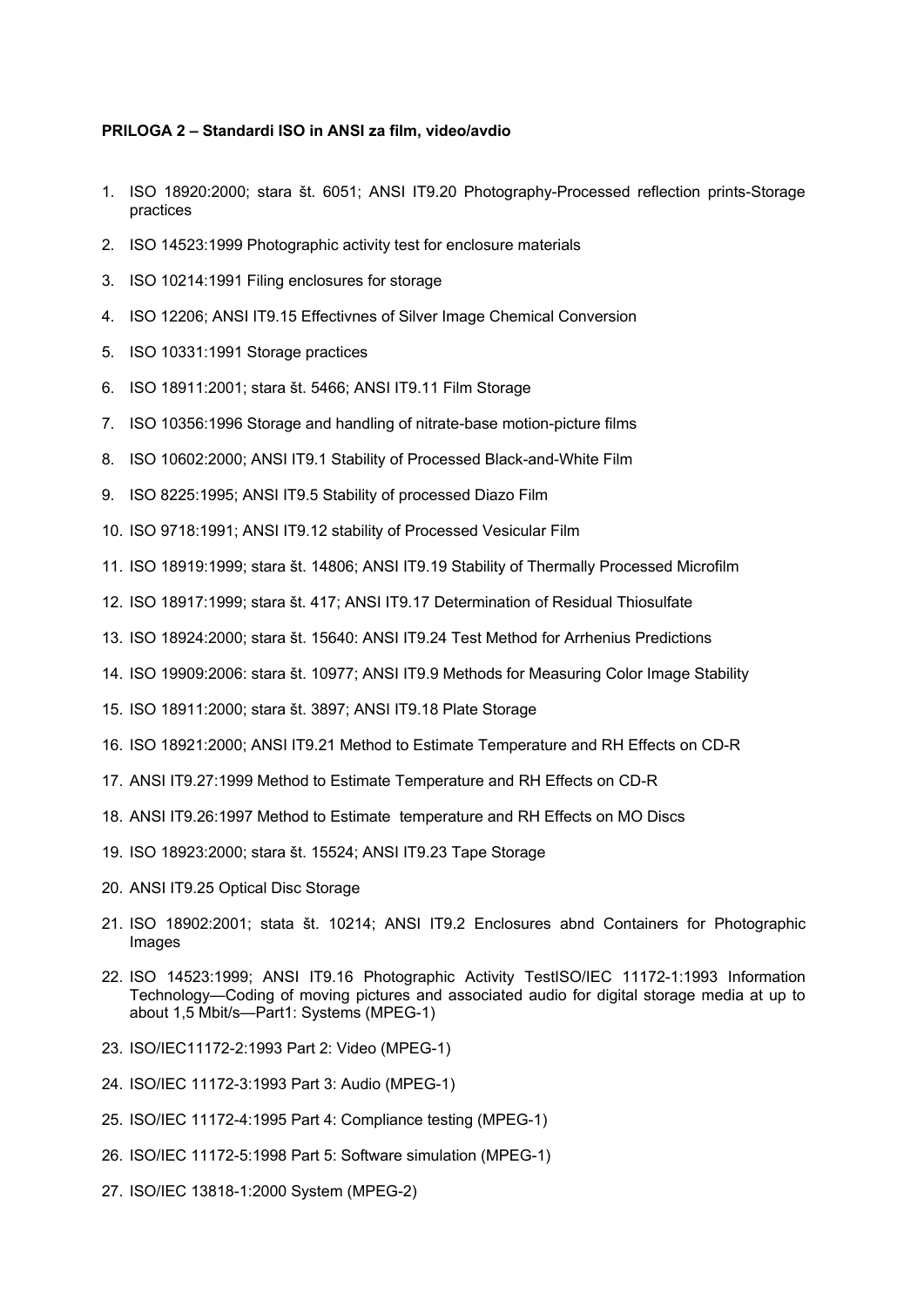**PRILOGA 2 – Standardi ISO in ANSI za film, video/avdio**

1. ISO 18920:2000; stara št. 6051; ANSI IT9.20 Photography-Processed reflection prints-Storage practices
2. ISO 14523:1999 Photographic activity test for enclosure materials
3. ISO 10214:1991 Filing enclosures for storage
4. ISO 12206; ANSI IT9.15 Effectivnes of Silver Image Chemical Conversion
5. ISO 10331:1991 Storage practices
6. ISO 18911:2001; stara št. 5466; ANSI IT9.11 Film Storage
7. ISO 10356:1996 Storage and handling of nitrate-base motion-picture films
8. ISO 10602:2000; ANSI IT9.1 Stability of Processed Black-and-White Film
9. ISO 8225:1995; ANSI IT9.5 Stability of processed Diazo Film
10. ISO 9718:1991; ANSI IT9.12 stability of Processed Vesicular Film
11. ISO 18919:1999; stara št. 14806; ANSI IT9.19 Stability of Thermally Processed Microfilm
12. ISO 18917:1999; stara št. 417; ANSI IT9.17 Determination of Residual Thiosulfate
13. ISO 18924:2000; stara št. 15640: ANSI IT9.24 Test Method for Arrhenius Predictions
14. ISO 19909:2006: stara št. 10977; ANSI IT9.9 Methods for Measuring Color Image Stability
15. ISO 18911:2000; stara št. 3897; ANSI IT9.18 Plate Storage
16. ISO 18921:2000; ANSI IT9.21 Method to Estimate Temperature and RH Effects on CD-R
17. ANSI IT9.27:1999 Method to Estimate Temperature and RH Effects on CD-R
18. ANSI IT9.26:1997 Method to Estimate temperature and RH Effects on MO Discs
19. ISO 18923:2000; stara št. 15524; ANSI IT9.23 Tape Storage
20. ANSI IT9.25 Optical Disc Storage
21. ISO 18902:2001; stata št. 10214; ANSI IT9.2 Enclosures abnd Containers for Photographic Images
22. ISO 14523:1999; ANSI IT9.16 Photographic Activity TestISO/IEC 11172-1:1993 Information Technology—Coding of moving pictures and associated audio for digital storage media at up to about 1,5 Mbit/s—Part1: Systems (MPEG-1)
23. ISO/IEC11172-2:1993 Part 2: Video (MPEG-1)
24. ISO/IEC 11172-3:1993 Part 3: Audio (MPEG-1)
25. ISO/IEC 11172-4:1995 Part 4: Compliance testing (MPEG-1)
26. ISO/IEC 11172-5:1998 Part 5: Software simulation (MPEG-1)
27. ISO/IEC 13818-1:2000 System (MPEG-2)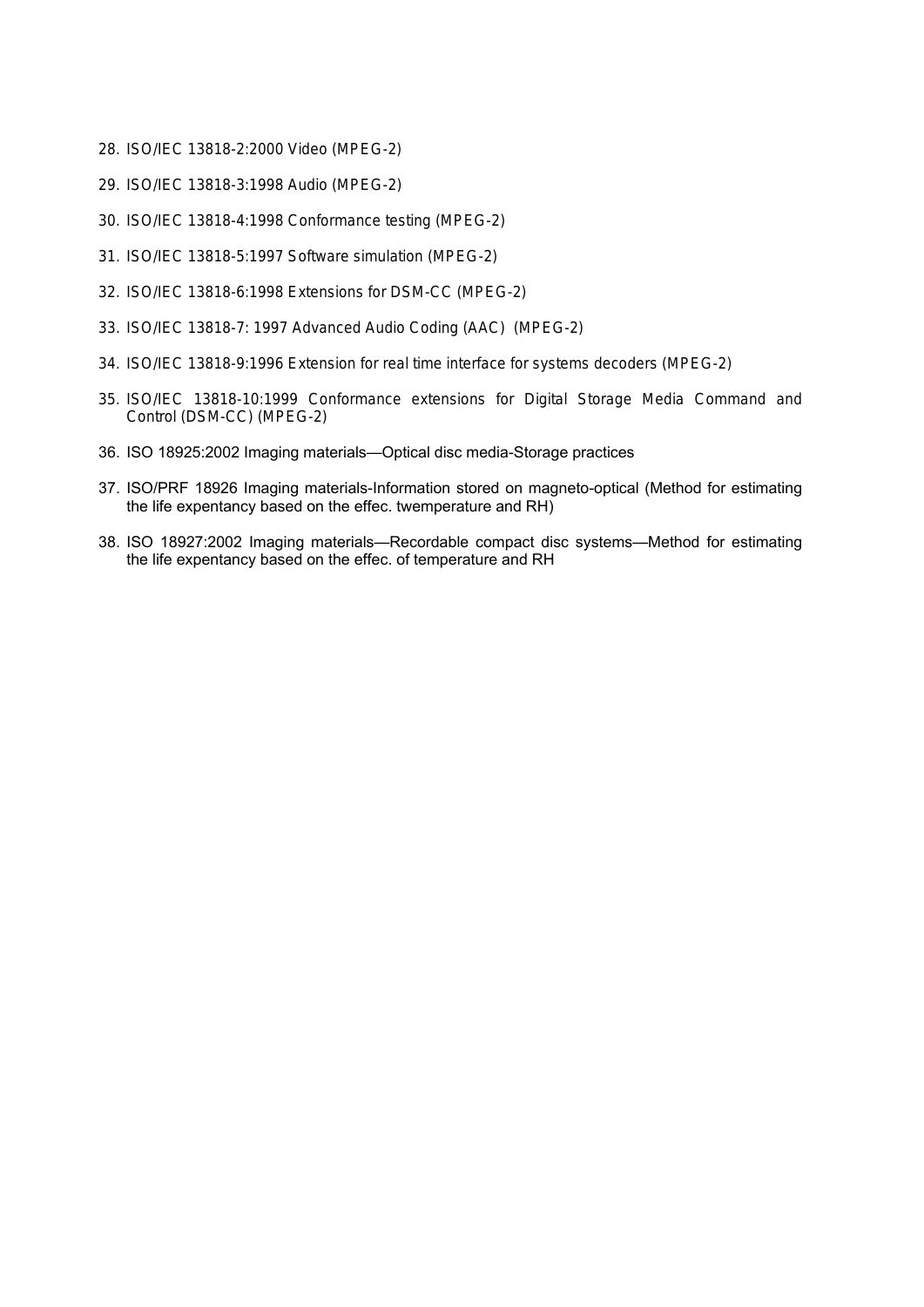28. ISO/IEC 13818-2:2000 Video (MPEG-2)

29. ISO/IEC 13818-3:1998 Audio (MPEG-2)

30. ISO/IEC 13818-4:1998 Conformance testing (MPEG-2)

31. ISO/IEC 13818-5:1997 Software simulation (MPEG-2)

32. ISO/IEC 13818-6:1998 Extensions for DSM-CC (MPEG-2)

33. ISO/IEC 13818-7: 1997 Advanced Audio Coding (AAC) (MPEG-2)

34. ISO/IEC 13818-9:1996 Extension for real time interface for systems decoders (MPEG-2)

35. ISO/IEC 13818-10:1999 Conformance extensions for Digital Storage Media Command and Control (DSM-CC) (MPEG-2)

36. ISO 18925:2002 Imaging materials—Optical disc media-Storage practices

37. ISO/PRF 18926 Imaging materials-Information stored on magneto-optical (Method for estimating the life expentancy based on the effec. twemperature and RH)

38. ISO 18927:2002 Imaging materials—Recordable compact disc systems—Method for estimating the life expentancy based on the effec. of temperature and RH